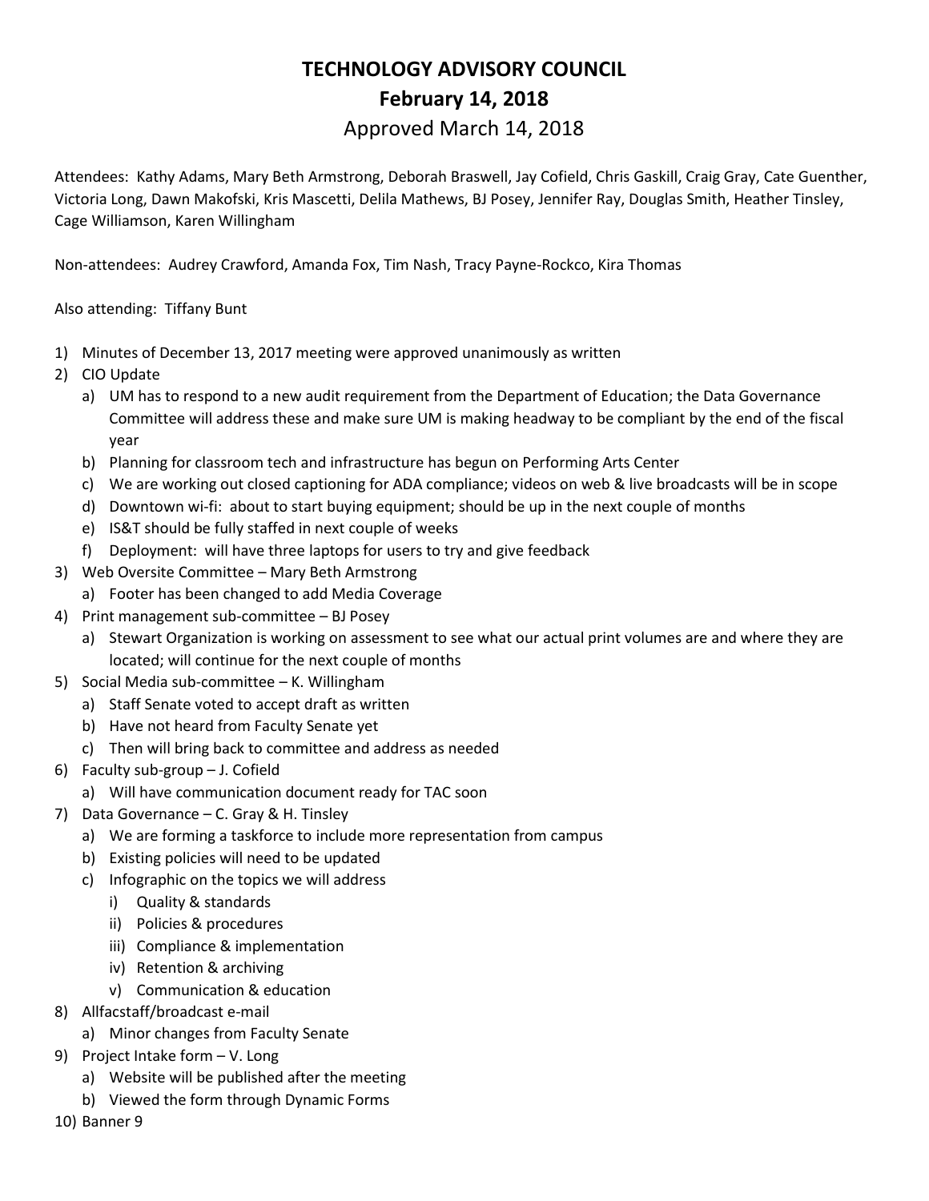# TECHNOLOGY ADVISORY COUNCIL

## February 14, 2018

Approved March 14, 2018

Attendees: Kathy Adams, Mary Beth Armstrong, Deborah Braswell, Jay Cofield, Chris Gaskill, Craig Gray, Cate Guenther, Victoria Long, Dawn Makofski, Kris Mascetti, Delila Mathews, BJ Posey, Jennifer Ray, Douglas Smith, Heather Tinsley, Cage Williamson, Karen Willingham

Non-attendees: Audrey Crawford, Amanda Fox, Tim Nash, Tracy Payne-Rockco, Kira Thomas

Also attending: Tiffany Bunt

1) Minutes of December 13, 2017 meeting were approved unanimously as written
2) CIO Update
   a) UM has to respond to a new audit requirement from the Department of Education; the Data Governance Committee will address these and make sure UM is making headway to be compliant by the end of the fiscal year
   b) Planning for classroom tech and infrastructure has begun on Performing Arts Center
   c) We are working out closed captioning for ADA compliance; videos on web & live broadcasts will be in scope
   d) Downtown wi-fi: about to start buying equipment; should be up in the next couple of months
   e) IS&T should be fully staffed in next couple of weeks
   f) Deployment: will have three laptops for users to try and give feedback
3) Web Oversite Committee – Mary Beth Armstrong
   a) Footer has been changed to add Media Coverage
4) Print management sub-committee – BJ Posey
   a) Stewart Organization is working on assessment to see what our actual print volumes are and where they are located; will continue for the next couple of months
5) Social Media sub-committee – K. Willingham
   a) Staff Senate voted to accept draft as written
   b) Have not heard from Faculty Senate yet
   c) Then will bring back to committee and address as needed
6) Faculty sub-group – J. Cofield
   a) Will have communication document ready for TAC soon
7) Data Governance – C. Gray & H. Tinsley
   a) We are forming a taskforce to include more representation from campus
   b) Existing policies will need to be updated
   c) Infographic on the topics we will address
      i) Quality & standards
      ii) Policies & procedures
      iii) Compliance & implementation
      iv) Retention & archiving
      v) Communication & education
8) Allfacstaff/broadcast e-mail
   a) Minor changes from Faculty Senate
9) Project Intake form – V. Long
   a) Website will be published after the meeting
   b) Viewed the form through Dynamic Forms
10) Banner 9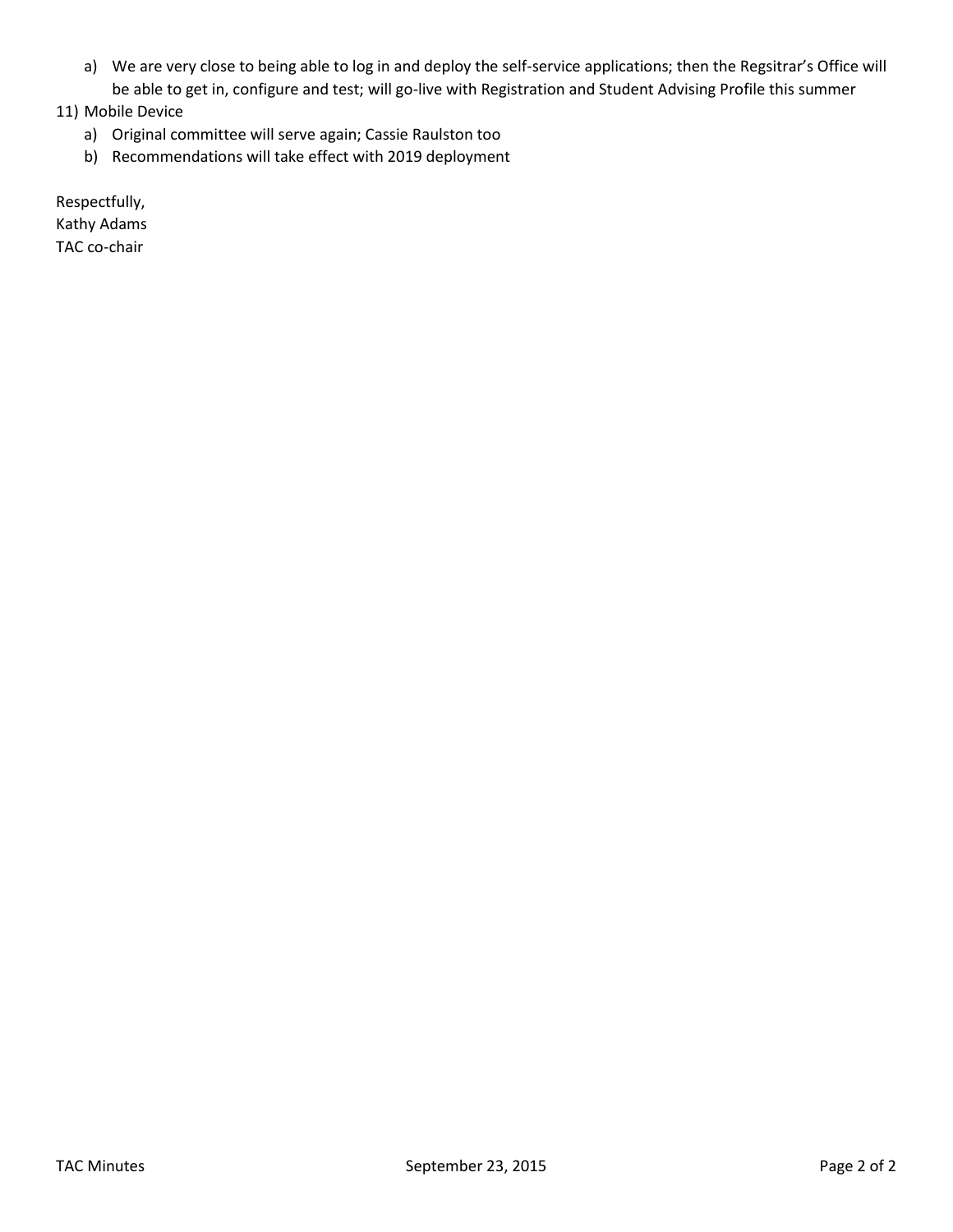a) We are very close to being able to log in and deploy the self-service applications; then the Regsitrar's Office will be able to get in, configure and test; will go-live with Registration and Student Advising Profile this summer

11) Mobile Device
   a) Original committee will serve again; Cassie Raulston too
   b) Recommendations will take effect with 2019 deployment

Respectfully,
Kathy Adams
TAC co-chair